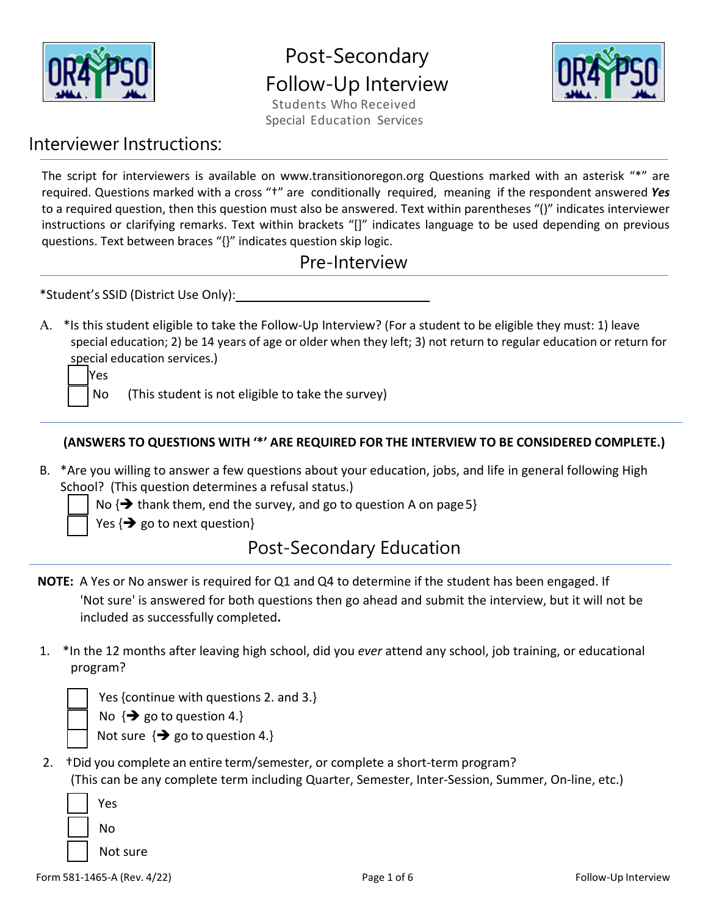# Post-Secondary Follow-Up Interview

Students Who Received Special Education Services

## Interviewer Instructions:

The script for interviewers is available on www.transitionoregon.org Questions marked with an asterisk "*" are required. Questions marked with a cross "†" are conditionally required, meaning if the respondent answered ***Yes*** to a required question, then this question must also be answered. Text within parentheses "()" indicates interviewer instructions or clarifying remarks. Text within brackets "[]" indicates language to be used depending on previous questions. Text between braces "{}" indicates question skip logic.

## Pre-Interview

*Student's SSID (District Use Only):\_\_\_\_\_\_\_\_\_\_\_\_\_\_\_\_\_\_\_\_\_\_\_\_

A. *Is this student eligible to take the Follow-Up Interview? (For a student to be eligible they must: 1) leave special education; 2) be 14 years of age or older when they left; 3) not return to regular education or return for special education services.)

- ☐ Yes
- ☐ No (This student is not eligible to take the survey)

**(ANSWERS TO QUESTIONS WITH '*' ARE REQUIRED FOR THE INTERVIEW TO BE CONSIDERED COMPLETE.)**

B. *Are you willing to answer a few questions about your education, jobs, and life in general following High School? (This question determines a refusal status.)

- ☐ No {➔ thank them, end the survey, and go to question A on page 5}
- ☐ Yes {➔ go to next question}

## Post-Secondary Education

**NOTE:** A Yes or No answer is required for Q1 and Q4 to determine if the student has been engaged. If 'Not sure' is answered for both questions then go ahead and submit the interview, but it will not be included as successfully completed**.**

1. *In the 12 months after leaving high school, did you *ever* attend any school, job training, or educational program?

- ☐ Yes {continue with questions 2. and 3.}
- ☐ No {➔ go to question 4.}
- ☐ Not sure {➔ go to question 4.}

2. †Did you complete an entire term/semester, or complete a short-term program? (This can be any complete term including Quarter, Semester, Inter-Session, Summer, On-line, etc.)

- ☐ Yes
- ☐ No
- ☐ Not sure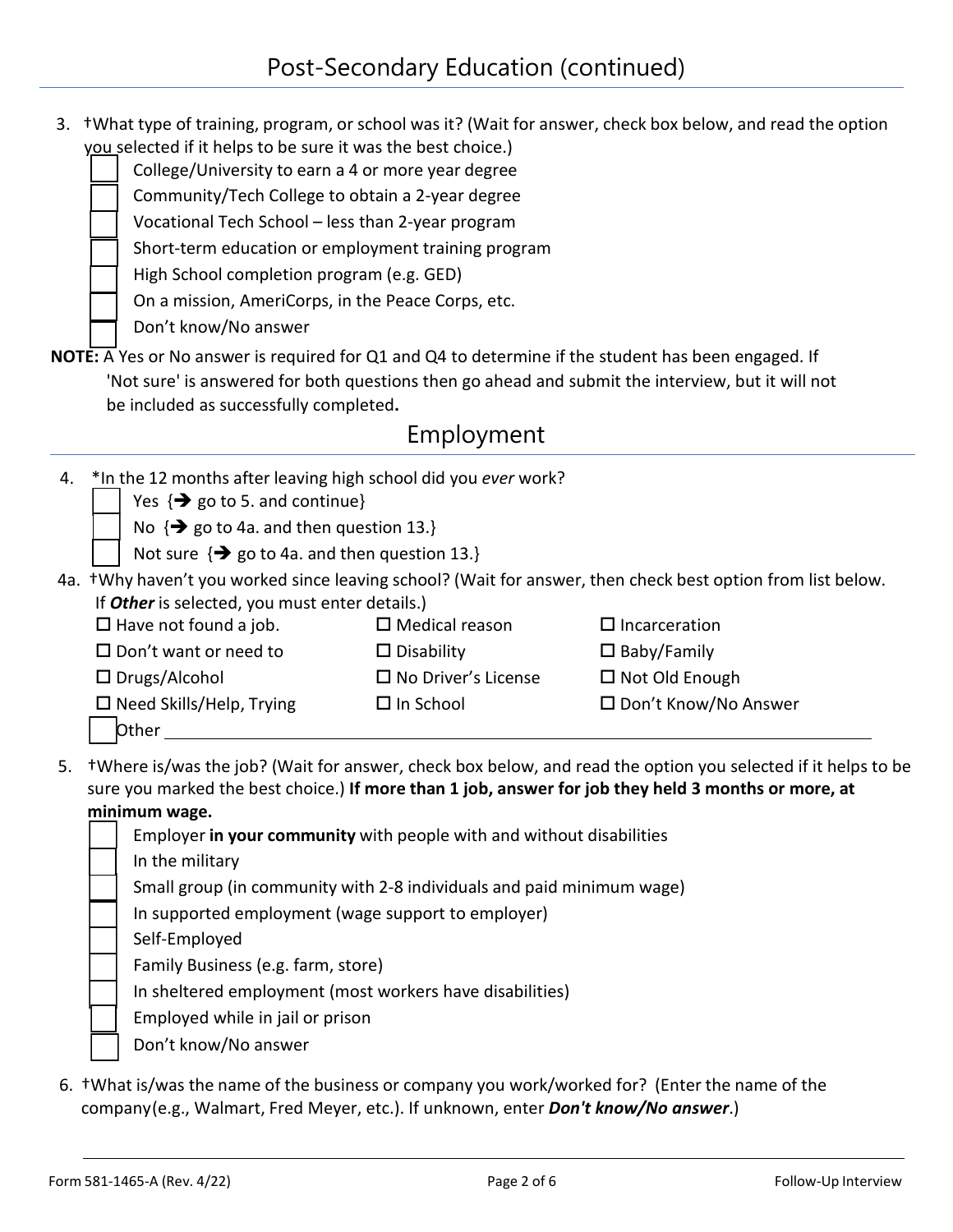## Post-Secondary Education (continued)

3. †What type of training, program, or school was it? (Wait for answer, check box below, and read the option you selected if it helps to be sure it was the best choice.)
   - ☐ College/University to earn a 4 or more year degree
   - ☐ Community/Tech College to obtain a 2-year degree
   - ☐ Vocational Tech School – less than 2-year program
   - ☐ Short-term education or employment training program
   - ☐ High School completion program (e.g. GED)
   - ☐ On a mission, AmeriCorps, in the Peace Corps, etc.
   - ☐ Don't know/No answer

**NOTE:** A Yes or No answer is required for Q1 and Q4 to determine if the student has been engaged. If 'Not sure' is answered for both questions then go ahead and submit the interview, but it will not be included as successfully completed**.**

## Employment

4. *In the 12 months after leaving high school did you *ever* work?
   - ☐ Yes {➔ go to 5. and continue}
   - ☐ No {➔ go to 4a. and then question 13.}
   - ☐ Not sure {➔ go to 4a. and then question 13.}

4a. †Why haven't you worked since leaving school? (Wait for answer, then check best option from list below. If ***Other*** is selected, you must enter details.)

- ☐ Have not found a job.
- ☐ Medical reason
- ☐ Incarceration
- ☐ Don't want or need to
- ☐ Disability
- ☐ Baby/Family
- ☐ Drugs/Alcohol
- ☐ No Driver's License
- ☐ Not Old Enough
- ☐ Need Skills/Help, Trying
- ☐ In School
- ☐ Don't Know/No Answer
- ☐ Other ____________________

5. †Where is/was the job? (Wait for answer, check box below, and read the option you selected if it helps to be sure you marked the best choice.) **If more than 1 job, answer for job they held 3 months or more, at minimum wage.**
   - ☐ Employer **in your community** with people with and without disabilities
   - ☐ In the military
   - ☐ Small group (in community with 2-8 individuals and paid minimum wage)
   - ☐ In supported employment (wage support to employer)
   - ☐ Self-Employed
   - ☐ Family Business (e.g. farm, store)
   - ☐ In sheltered employment (most workers have disabilities)
   - ☐ Employed while in jail or prison
   - ☐ Don't know/No answer

6. †What is/was the name of the business or company you work/worked for? (Enter the name of the company(e.g., Walmart, Fred Meyer, etc.). If unknown, enter ***Don't know/No answer***.)

   ____________________

Form 581-1465-A (Rev. 4/22) Follow-Up Interview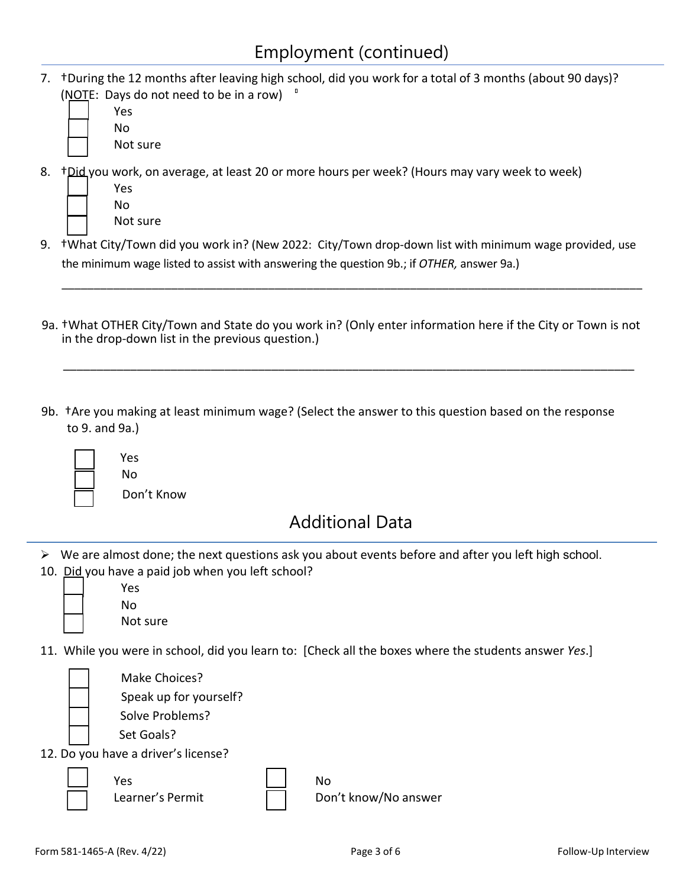## Employment (continued)

7. †During the 12 months after leaving high school, did you work for a total of 3 months (about 90 days)? (NOTE: Days do not need to be in a row)
   - ☐ Yes
   - ☐ No
   - ☐ Not sure

8. †Did you work, on average, at least 20 or more hours per week? (Hours may vary week to week)
   - ☐ Yes
   - ☐ No
   - ☐ Not sure

9. †What City/Town did you work in? (New 2022: City/Town drop-down list with minimum wage provided, use the minimum wage listed to assist with answering the question 9b.; if *OTHER,* answer 9a.)

   ______________________________________________________________________________

9a. †What OTHER City/Town and State do you work in? (Only enter information here if the City or Town is not in the drop-down list in the previous question.)

   ______________________________________________________________________________

9b. †Are you making at least minimum wage? (Select the answer to this question based on the response to 9. and 9a.)
   - ☐ Yes
   - ☐ No
   - ☐ Don't Know

## Additional Data

- We are almost done; the next questions ask you about events before and after you left high school.

10. Did you have a paid job when you left school?
    - ☐ Yes
    - ☐ No
    - ☐ Not sure

11. While you were in school, did you learn to: [Check all the boxes where the students answer *Yes*.]
    - ☐ Make Choices?
    - ☐ Speak up for yourself?
    - ☐ Solve Problems?
    - ☐ Set Goals?

12. Do you have a driver's license?
    - ☐ Yes
    - ☐ Learner's Permit
    - ☐ No
    - ☐ Don't know/No answer

Form 581-1465-A (Rev. 4/22) Follow-Up Interview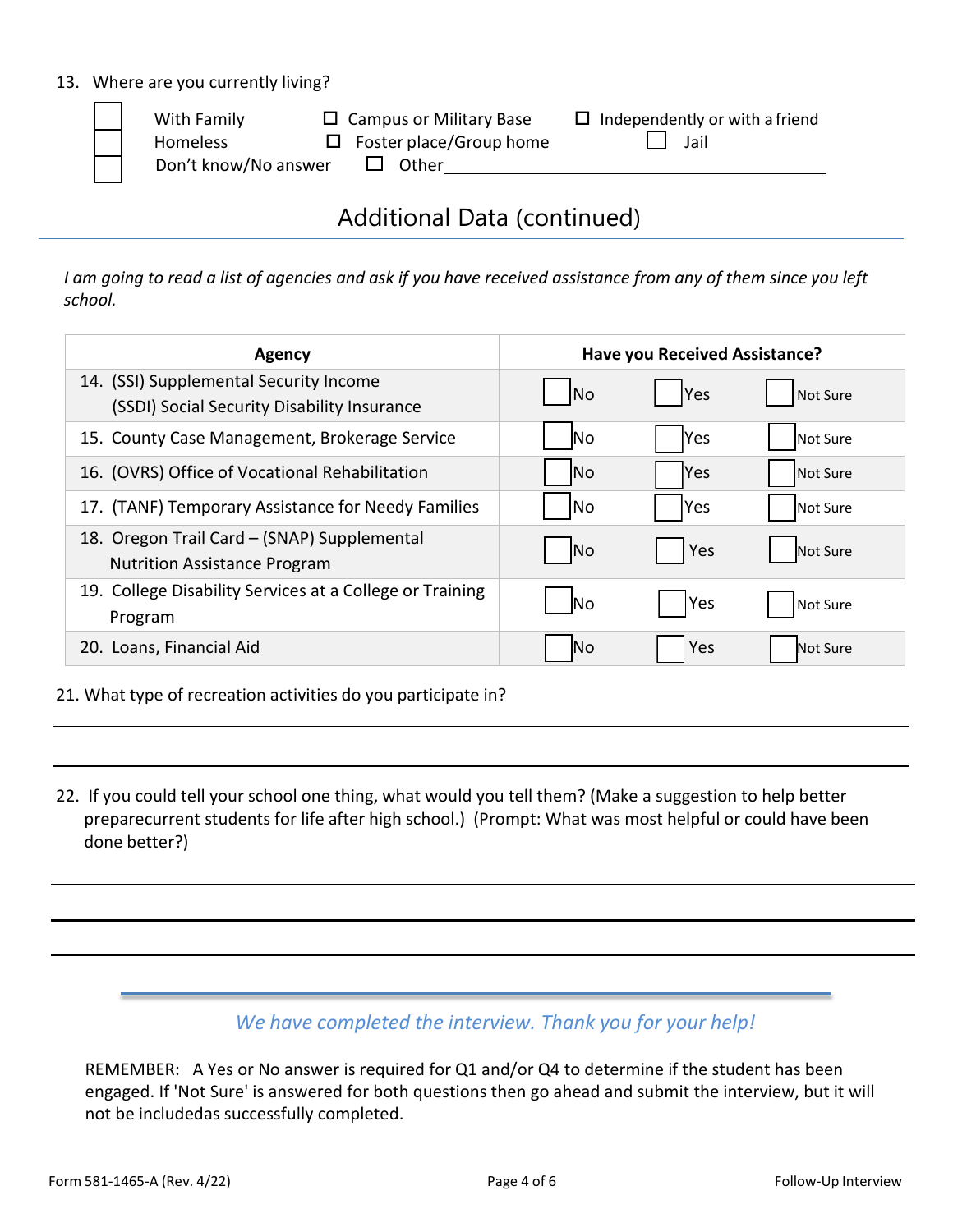13. Where are you currently living?

☐ With Family ☐ Campus or Military Base ☐ Independently or with a friend
☐ Homeless ☐ Foster place/Group home ☐ Jail
☐ Don't know/No answer ☐ Other________________________________

## Additional Data (continued)

*I am going to read a list of agencies and ask if you have received assistance from any of them since you left school.*

| Agency | Have you Received Assistance? | | |
|---|---|---|---|
| 14. (SSI) Supplemental Security Income (SSDI) Social Security Disability Insurance | ☐ No | ☐ Yes | ☐ Not Sure |
| 15. County Case Management, Brokerage Service | ☐ No | ☐ Yes | ☐ Not Sure |
| 16. (OVRS) Office of Vocational Rehabilitation | ☐ No | ☐ Yes | ☐ Not Sure |
| 17. (TANF) Temporary Assistance for Needy Families | ☐ No | ☐ Yes | ☐ Not Sure |
| 18. Oregon Trail Card – (SNAP) Supplemental Nutrition Assistance Program | ☐ No | ☐ Yes | ☐ Not Sure |
| 19. College Disability Services at a College or Training Program | ☐ No | ☐ Yes | ☐ Not Sure |
| 20. Loans, Financial Aid | ☐ No | ☐ Yes | ☐ Not Sure |

21. What type of recreation activities do you participate in?

________________________________________________________________

________________________________________________________________

22. If you could tell your school one thing, what would you tell them? (Make a suggestion to help better preparecurrent students for life after high school.) (Prompt: What was most helpful or could have been done better?)

________________________________________________________________

________________________________________________________________

________________________________________________________________

*We have completed the interview. Thank you for your help!*

REMEMBER: A Yes or No answer is required for Q1 and/or Q4 to determine if the student has been engaged. If 'Not Sure' is answered for both questions then go ahead and submit the interview, but it will not be includedas successfully completed.

Form 581-1465-A (Rev. 4/22) Follow-Up Interview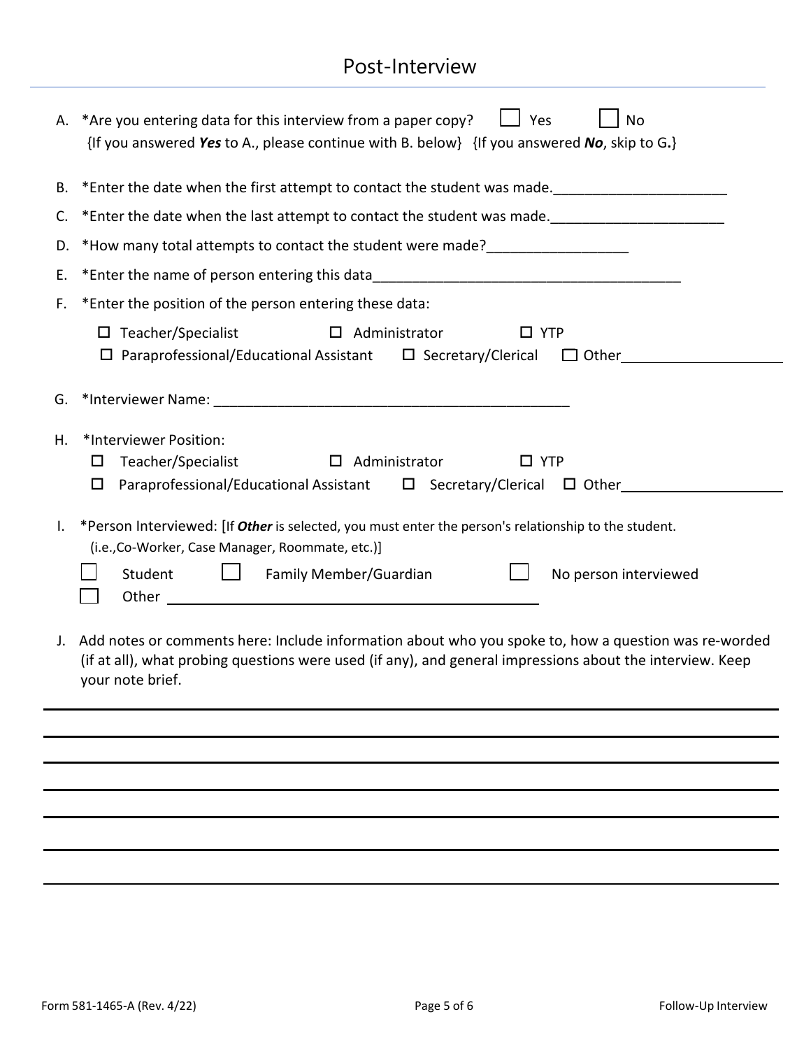# Post-Interview

A. *Are you entering data for this interview from a paper copy? ☐ Yes ☐ No
{If you answered ***Yes*** to A., please continue with B. below} {If you answered ***No***, skip to G.}

B. *Enter the date when the first attempt to contact the student was made.______________________

C. *Enter the date when the last attempt to contact the student was made.______________________

D. *How many total attempts to contact the student were made?__________________

E. *Enter the name of person entering this data________________________________________

F. *Enter the position of the person entering these data:

☐ Teacher/Specialist ☐ Administrator ☐ YTP
☐ Paraprofessional/Educational Assistant ☐ Secretary/Clerical ☐ Other____________________

G. *Interviewer Name: _____________________________________________

H. *Interviewer Position:
☐ Teacher/Specialist ☐ Administrator ☐ YTP
☐ Paraprofessional/Educational Assistant ☐ Secretary/Clerical ☐ Other____________________

I. *Person Interviewed: [If ***Other*** is selected, you must enter the person's relationship to the student. (i.e.,Co-Worker, Case Manager, Roommate, etc.)]

☐ Student ☐ Family Member/Guardian ☐ No person interviewed
☐ Other ______________________________________________

J. Add notes or comments here: Include information about who you spoke to, how a question was re-worded (if at all), what probing questions were used (if any), and general impressions about the interview. Keep your note brief.

________________________________________________________________________________

________________________________________________________________________________

________________________________________________________________________________

________________________________________________________________________________

________________________________________________________________________________

________________________________________________________________________________

________________________________________________________________________________

Form 581-1465-A (Rev. 4/22) Follow-Up Interview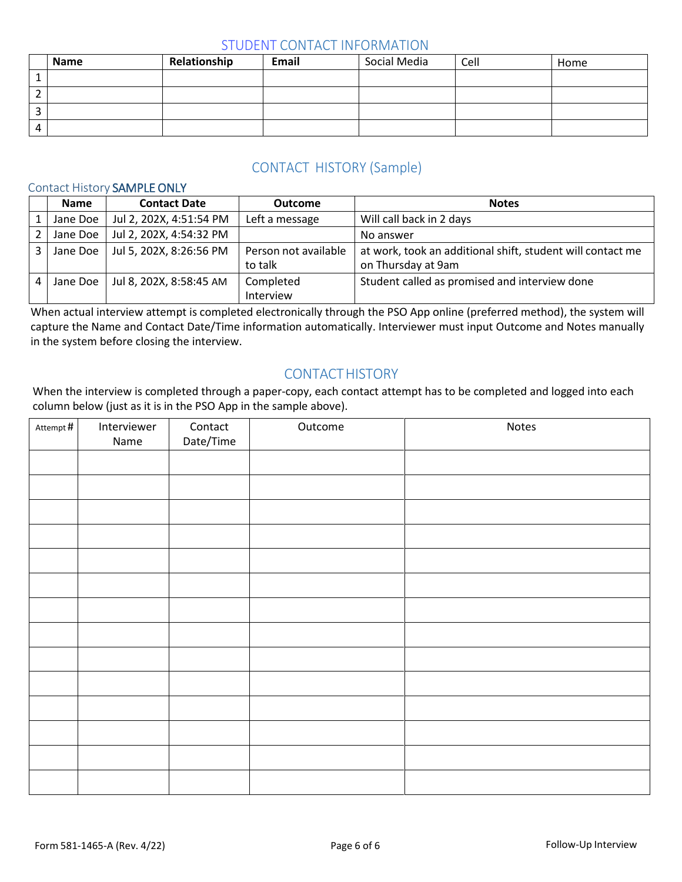## STUDENT CONTACT INFORMATION

| | Name | Relationship | Email | Social Media | Cell | Home |
|---|---|---|---|---|---|---|
| 1 | | | | | | |
| 2 | | | | | | |
| 3 | | | | | | |
| 4 | | | | | | |

## CONTACT HISTORY (Sample)

Contact History **SAMPLE ONLY**

| | Name | Contact Date | Outcome | Notes |
|---|---|---|---|---|
| 1 | Jane Doe | Jul 2, 202X, 4:51:54 PM | Left a message | Will call back in 2 days |
| 2 | Jane Doe | Jul 2, 202X, 4:54:32 PM | | No answer |
| 3 | Jane Doe | Jul 5, 202X, 8:26:56 PM | Person not available to talk | at work, took an additional shift, student will contact me on Thursday at 9am |
| 4 | Jane Doe | Jul 8, 202X, 8:58:45 AM | Completed Interview | Student called as promised and interview done |

When actual interview attempt is completed electronically through the PSO App online (preferred method), the system will capture the Name and Contact Date/Time information automatically. Interviewer must input Outcome and Notes manually in the system before closing the interview.

## CONTACT HISTORY

When the interview is completed through a paper-copy, each contact attempt has to be completed and logged into each column below (just as it is in the PSO App in the sample above).

| Attempt # | Interviewer Name | Contact Date/Time | Outcome | Notes |
|---|---|---|---|---|
| | | | | |
| | | | | |
| | | | | |
| | | | | |
| | | | | |
| | | | | |
| | | | | |
| | | | | |
| | | | | |
| | | | | |
| | | | | |
| | | | | |
| | | | | |
| | | | | |

Form 581-1465-A (Rev. 4/22) Follow-Up Interview